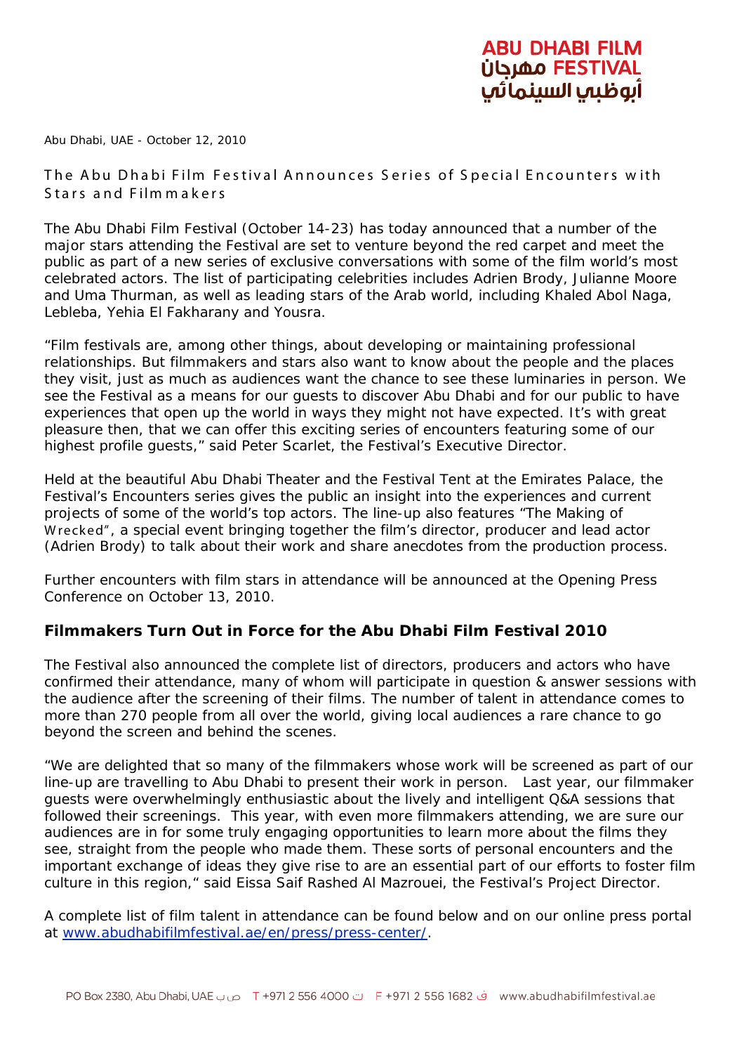ABU DHABI FILM FESTIVAL مهرجان أبوظبي السينمائي

Abu Dhabi, UAE - October 12, 2010

# The Abu Dhabi Film Festival Announces Series of Special Encounters with Stars and Filmmakers

The Abu Dhabi Film Festival (October 14-23) has today announced that a number of the major stars attending the Festival are set to venture beyond the red carpet and meet the public as part of a new series of exclusive conversations with some of the film world's most celebrated actors. The list of participating celebrities includes Adrien Brody, Julianne Moore and Uma Thurman, as well as leading stars of the Arab world, including Khaled Abol Naga, Lebleba, Yehia El Fakharany and Yousra.

"Film festivals are, among other things, about developing or maintaining professional relationships. But filmmakers and stars also want to know about the people and the places they visit, just as much as audiences want the chance to see these luminaries in person. We see the Festival as a means for our guests to discover Abu Dhabi and for our public to have experiences that open up the world in ways they might not have expected. It's with great pleasure then, that we can offer this exciting series of encounters featuring some of our highest profile guests," said Peter Scarlet, the Festival's Executive Director.

Held at the beautiful Abu Dhabi Theater and the Festival Tent at the Emirates Palace, the Festival's Encounters series gives the public an insight into the experiences and current projects of some of the world's top actors. The line-up also features "The Making of Wrecked", a special event bringing together the film's director, producer and lead actor (Adrien Brody) to talk about their work and share anecdotes from the production process.

Further encounters with film stars in attendance will be announced at the Opening Press Conference on October 13, 2010.

## Filmmakers Turn Out in Force for the Abu Dhabi Film Festival 2010

The Festival also announced the complete list of directors, producers and actors who have confirmed their attendance, many of whom will participate in question & answer sessions with the audience after the screening of their films. The number of talent in attendance comes to more than 270 people from all over the world, giving local audiences a rare chance to go beyond the screen and behind the scenes.

"We are delighted that so many of the filmmakers whose work will be screened as part of our line-up are travelling to Abu Dhabi to present their work in person. Last year, our filmmaker guests were overwhelmingly enthusiastic about the lively and intelligent Q&A sessions that followed their screenings. This year, with even more filmmakers attending, we are sure our audiences are in for some truly engaging opportunities to learn more about the films they see, straight from the people who made them. These sorts of personal encounters and the important exchange of ideas they give rise to are an essential part of our efforts to foster film culture in this region," said Eissa Saif Rashed Al Mazrouei, the Festival's Project Director.

A complete list of film talent in attendance can be found below and on our online press portal at [www.abudhabifilmfestival.ae/en/press/press-center/](www.abudhabifilmfestival.ae/en/press/press-center/).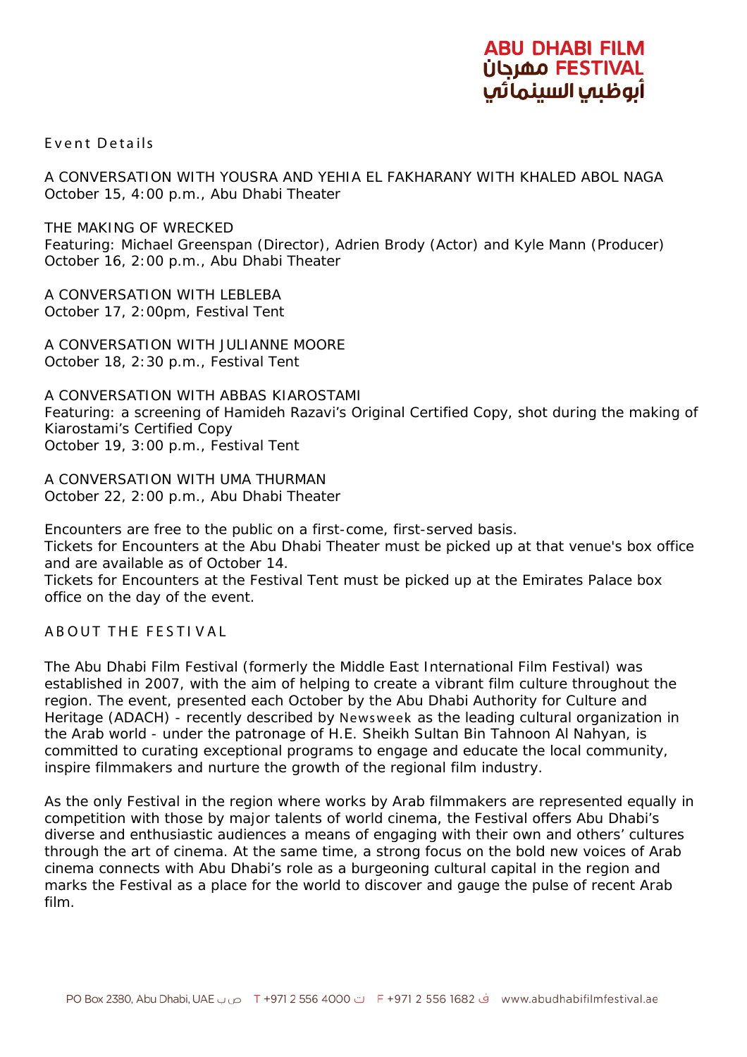ABU DHABI FILM مهرجان FESTIVAL أبوظبي السينمائي

## Event Details

A CONVERSATION WITH YOUSRA AND YEHIA EL FAKHARANY WITH KHALED ABOL NAGA
October 15, 4:00 p.m., Abu Dhabi Theater

THE MAKING OF WRECKED
Featuring: Michael Greenspan (Director), Adrien Brody (Actor) and Kyle Mann (Producer)
October 16, 2:00 p.m., Abu Dhabi Theater

A CONVERSATION WITH LEBLEBA
October 17, 2:00pm, Festival Tent

A CONVERSATION WITH JULIANNE MOORE
October 18, 2:30 p.m., Festival Tent

A CONVERSATION WITH ABBAS KIAROSTAMI
Featuring: a screening of Hamideh Razavi's Original Certified Copy, shot during the making of Kiarostami's Certified Copy
October 19, 3:00 p.m., Festival Tent

A CONVERSATION WITH UMA THURMAN
October 22, 2:00 p.m., Abu Dhabi Theater

Encounters are free to the public on a first-come, first-served basis.
Tickets for Encounters at the Abu Dhabi Theater must be picked up at that venue's box office and are available as of October 14.
Tickets for Encounters at the Festival Tent must be picked up at the Emirates Palace box office on the day of the event.

## ABOUT THE FESTIVAL

The Abu Dhabi Film Festival (formerly the Middle East International Film Festival) was established in 2007, with the aim of helping to create a vibrant film culture throughout the region. The event, presented each October by the Abu Dhabi Authority for Culture and Heritage (ADACH) - recently described by *Newsweek* as the leading cultural organization in the Arab world - under the patronage of H.E. Sheikh Sultan Bin Tahnoon Al Nahyan, is committed to curating exceptional programs to engage and educate the local community, inspire filmmakers and nurture the growth of the regional film industry.

As the only Festival in the region where works by Arab filmmakers are represented equally in competition with those by major talents of world cinema, the Festival offers Abu Dhabi's diverse and enthusiastic audiences a means of engaging with their own and others' cultures through the art of cinema. At the same time, a strong focus on the bold new voices of Arab cinema connects with Abu Dhabi's role as a burgeoning cultural capital in the region and marks the Festival as a place for the world to discover and gauge the pulse of recent Arab film.

PO Box 2380, Abu Dhabi, UAE ص ب   T +971 2 556 4000 ت   F +971 2 556 1682 ف   www.abudhabifilmfestival.ae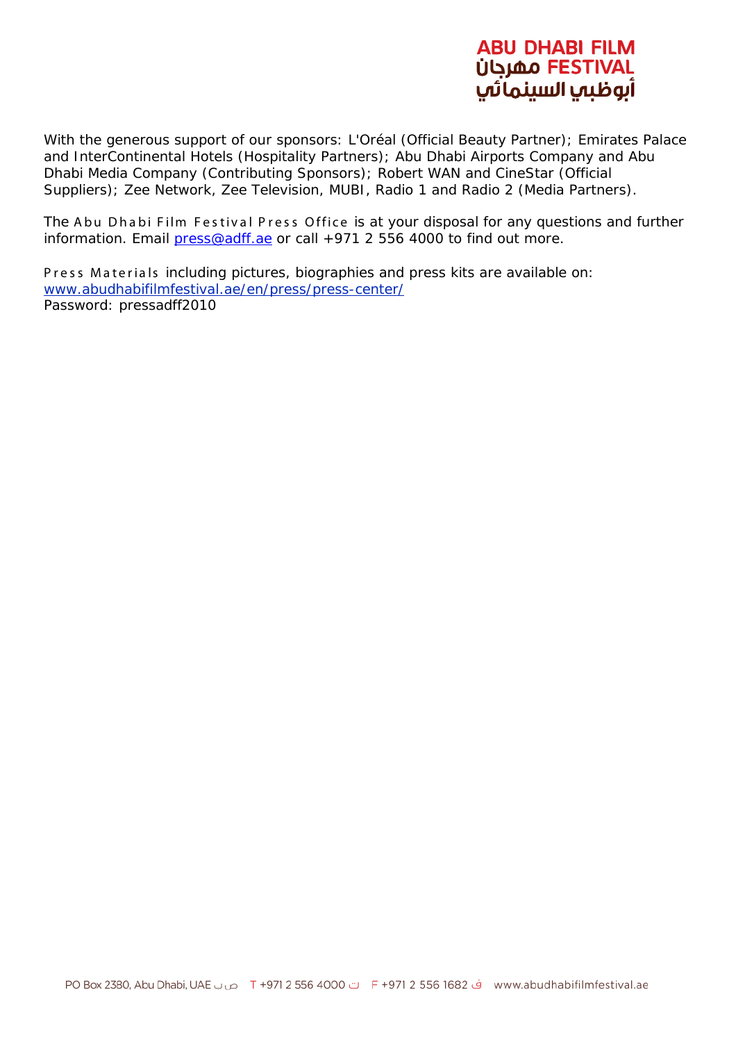With the generous support of our sponsors: L'Oréal (Official Beauty Partner); Emirates Palace and InterContinental Hotels (Hospitality Partners); Abu Dhabi Airports Company and Abu Dhabi Media Company (Contributing Sponsors); Robert WAN and CineStar (Official Suppliers); Zee Network, Zee Television, MUBI, Radio 1 and Radio 2 (Media Partners).

The Abu Dhabi Film Festival Press Office is at your disposal for any questions and further information. Email press@adff.ae or call +971 2 556 4000 to find out more.

Press Materials including pictures, biographies and press kits are available on:
www.abudhabifilmfestival.ae/en/press/press-center/
Password: pressadff2010